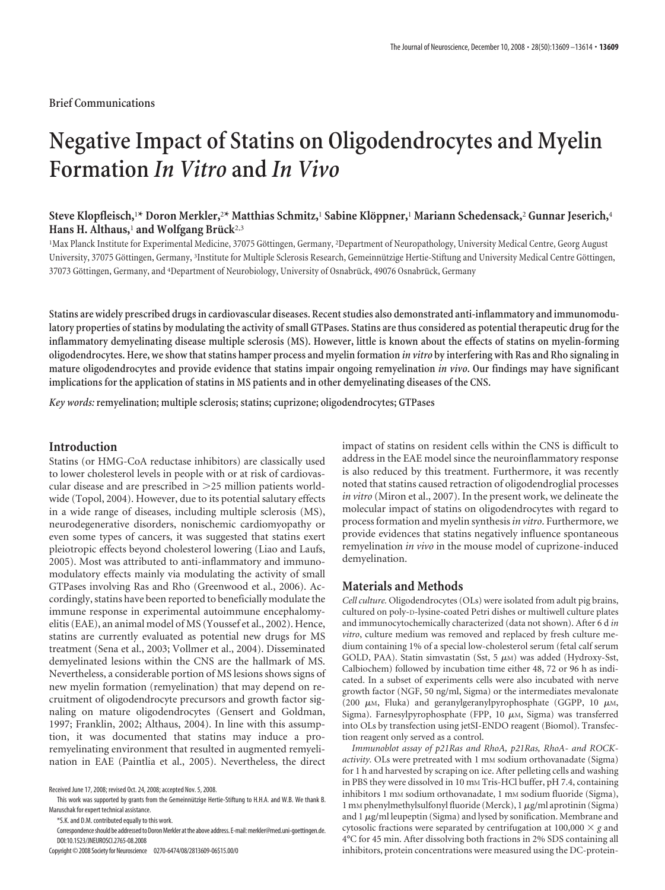Brief Communications

# Negative Impact of Statins on Oligodendrocytes and Myelin Formation *In Vitro* and *In Vivo*

**Steve Klopfleisch,[1]* Doron Merkler,[2]* Matthias Schmitz,[1] Sabine Klöppner,[1] Mariann Schedensack,[2] Gunnar Jeserich,[4] Hans H. Althaus,[1] and Wolfgang Brück[2,3]**

[1]Max Planck Institute for Experimental Medicine, 37075 Göttingen, Germany, [2]Department of Neuropathology, University Medical Centre, Georg August University, 37075 Göttingen, Germany, [3]Institute for Multiple Sclerosis Research, Gemeinnützige Hertie-Stiftung and University Medical Centre Göttingen, 37073 Göttingen, Germany, and [4]Department of Neurobiology, University of Osnabrück, 49076 Osnabrück, Germany

**Statins are widely prescribed drugs in cardiovascular diseases. Recent studies also demonstrated anti-inflammatory and immunomodulatory properties of statins by modulating the activity of small GTPases. Statins are thus considered as potential therapeutic drug for the inflammatory demyelinating disease multiple sclerosis (MS). However, little is known about the effects of statins on myelin-forming oligodendrocytes. Here, we show that statins hamper process and myelin formation *in vitro* by interfering with Ras and Rho signaling in mature oligodendrocytes and provide evidence that statins impair ongoing remyelination *in vivo*. Our findings may have significant implications for the application of statins in MS patients and in other demyelinating diseases of the CNS.**

*Key words:* **remyelination; multiple sclerosis; statins; cuprizone; oligodendrocytes; GTPases**

## Introduction

Statins (or HMG-CoA reductase inhibitors) are classically used to lower cholesterol levels in people with or at risk of cardiovascular disease and are prescribed in >25 million patients worldwide (Topol, 2004). However, due to its potential salutary effects in a wide range of diseases, including multiple sclerosis (MS), neurodegenerative disorders, nonischemic cardiomyopathy or even some types of cancers, it was suggested that statins exert pleiotropic effects beyond cholesterol lowering (Liao and Laufs, 2005). Most was attributed to anti-inflammatory and immunomodulatory effects mainly via modulating the activity of small GTPases involving Ras and Rho (Greenwood et al., 2006). Accordingly, statins have been reported to beneficially modulate the immune response in experimental autoimmune encephalomyelitis (EAE), an animal model of MS (Youssef et al., 2002). Hence, statins are currently evaluated as potential new drugs for MS treatment (Sena et al., 2003; Vollmer et al., 2004). Disseminated demyelinated lesions within the CNS are the hallmark of MS. Nevertheless, a considerable portion of MS lesions shows signs of new myelin formation (remyelination) that may depend on recruitment of oligodendrocyte precursors and growth factor signaling on mature oligodendrocytes (Gensert and Goldman, 1997; Franklin, 2002; Althaus, 2004). In line with this assumption, it was documented that statins may induce a pro-remyelinating environment that resulted in augmented remyelination in EAE (Paintlia et al., 2005). Nevertheless, the direct impact of statins on resident cells within the CNS is difficult to address in the EAE model since the neuroinflammatory response is also reduced by this treatment. Furthermore, it was recently noted that statins caused retraction of oligodendroglial processes *in vitro* (Miron et al., 2007). In the present work, we delineate the molecular impact of statins on oligodendrocytes with regard to process formation and myelin synthesis *in vitro*. Furthermore, we provide evidences that statins negatively influence spontaneous remyelination *in vivo* in the mouse model of cuprizone-induced demyelination.

## Materials and Methods

*Cell culture.* Oligodendrocytes (OLs) were isolated from adult pig brains, cultured on poly-D-lysine-coated Petri dishes or multiwell culture plates and immunocytochemically characterized (data not shown). After 6 d *in vitro*, culture medium was removed and replaced by fresh culture medium containing 1% of a special low-cholesterol serum (fetal calf serum GOLD, PAA). Statin simvastatin (Sst, 5 μM) was added (Hydroxy-Sst, Calbiochem) followed by incubation time either 48, 72 or 96 h as indicated. In a subset of experiments cells were also incubated with nerve growth factor (NGF, 50 ng/ml, Sigma) or the intermediates mevalonate (200 μM, Fluka) and geranylgeranylpyrophosphate (GGPP, 10 μM, Sigma). Farnesylpyrophosphate (FPP, 10 μM, Sigma) was transferred into OLs by transfection using jetSI-ENDO reagent (Biomol). Transfection reagent only served as a control.

*Immunoblot assay of p21Ras and RhoA, p21Ras, RhoA- and ROCK-activity.* OLs were pretreated with 1 mM sodium orthovanadate (Sigma) for 1 h and harvested by scraping on ice. After pelleting cells and washing in PBS they were dissolved in 10 mM Tris-HCl buffer, pH 7.4, containing inhibitors 1 mM sodium orthovanadate, 1 mM sodium fluoride (Sigma), 1 mM phenylmethylsulfonyl fluoride (Merck), 1 μg/ml aprotinin (Sigma) and 1 μg/ml leupeptin (Sigma) and lysed by sonification. Membrane and cytosolic fractions were separated by centrifugation at 100,000 × *g* and 4°C for 45 min. After dissolving both fractions in 2% SDS containing all inhibitors, protein concentrations were measured using the DC-protein-

Received June 17, 2008; revised Oct. 24, 2008; accepted Nov. 5, 2008.

This work was supported by grants from the Gemeinnützige Hertie-Stiftung to H.H.A. and W.B. We thank B. Maruschak for expert technical assistance.

*S.K. and D.M. contributed equally to this work.

Correspondence should be addressed to Doron Merkler at the above address. E-mail: merkler@med.uni-goettingen.de.

DOI:10.1523/JNEUROSCI.2765-08.2008

Copyright © 2008 Society for Neuroscience 0270-6474/08/2813609-06$15.00/0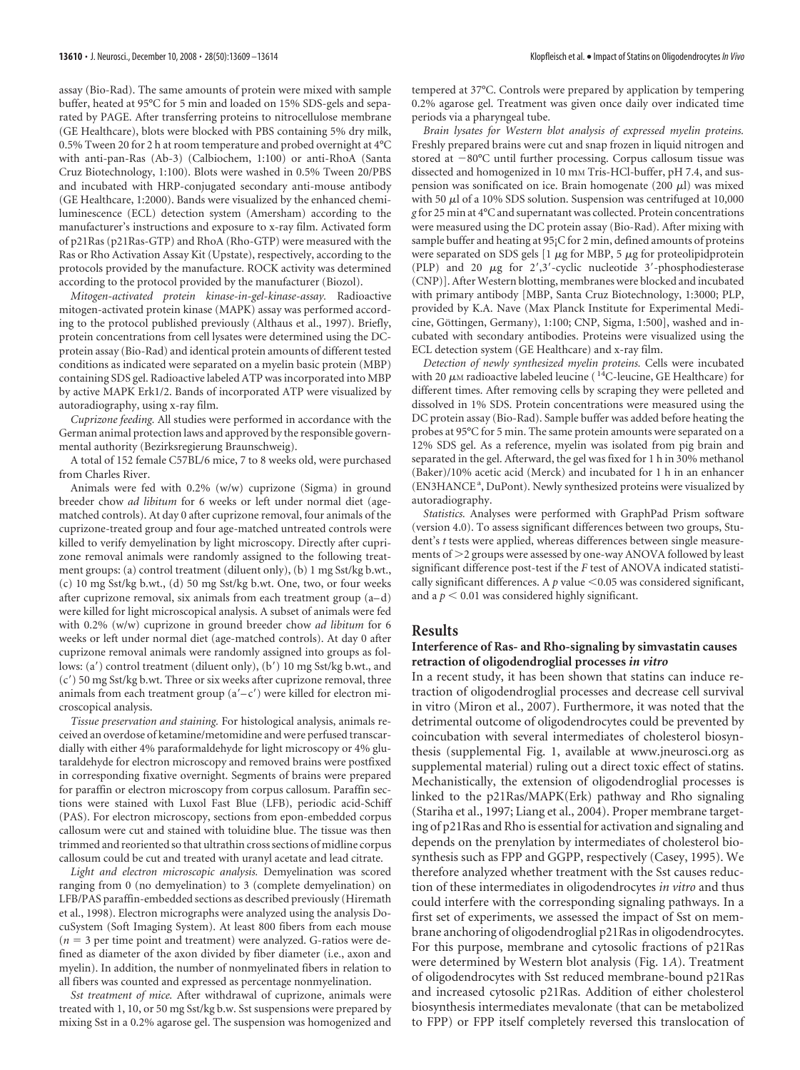assay (Bio-Rad). The same amounts of protein were mixed with sample buffer, heated at 95°C for 5 min and loaded on 15% SDS-gels and separated by PAGE. After transferring proteins to nitrocellulose membrane (GE Healthcare), blots were blocked with PBS containing 5% dry milk, 0.5% Tween 20 for 2 h at room temperature and probed overnight at 4°C with anti-pan-Ras (Ab-3) (Calbiochem, 1:100) or anti-RhoA (Santa Cruz Biotechnology, 1:100). Blots were washed in 0.5% Tween 20/PBS and incubated with HRP-conjugated secondary anti-mouse antibody (GE Healthcare, 1:2000). Bands were visualized by the enhanced chemiluminescence (ECL) detection system (Amersham) according to the manufacturer's instructions and exposure to x-ray film. Activated form of p21Ras (p21Ras-GTP) and RhoA (Rho-GTP) were measured with the Ras or Rho Activation Assay Kit (Upstate), respectively, according to the protocols provided by the manufacture. ROCK activity was determined according to the protocol provided by the manufacturer (Biozol).

*Mitogen-activated protein kinase-in-gel-kinase-assay.* Radioactive mitogen-activated protein kinase (MAPK) assay was performed according to the protocol published previously (Althaus et al., 1997). Briefly, protein concentrations from cell lysates were determined using the DC-protein assay (Bio-Rad) and identical protein amounts of different tested conditions as indicated were separated on a myelin basic protein (MBP) containing SDS gel. Radioactive labeled ATP was incorporated into MBP by active MAPK Erk1/2. Bands of incorporated ATP were visualized by autoradiography, using x-ray film.

*Cuprizone feeding.* All studies were performed in accordance with the German animal protection laws and approved by the responsible governmental authority (Bezirksregierung Braunschweig).

A total of 152 female C57BL/6 mice, 7 to 8 weeks old, were purchased from Charles River.

Animals were fed with 0.2% (w/w) cuprizone (Sigma) in ground breeder chow *ad libitum* for 6 weeks or left under normal diet (age-matched controls). At day 0 after cuprizone removal, four animals of the cuprizone-treated group and four age-matched untreated controls were killed to verify demyelination by light microscopy. Directly after cuprizone removal animals were randomly assigned to the following treatment groups: (a) control treatment (diluent only), (b) 1 mg Sst/kg b.wt., (c) 10 mg Sst/kg b.wt., (d) 50 mg Sst/kg b.wt. One, two, or four weeks after cuprizone removal, six animals from each treatment group (a–d) were killed for light microscopical analysis. A subset of animals were fed with 0.2% (w/w) cuprizone in ground breeder chow *ad libitum* for 6 weeks or left under normal diet (age-matched controls). At day 0 after cuprizone removal animals were randomly assigned into groups as follows: (a′) control treatment (diluent only), (b′) 10 mg Sst/kg b.wt., and (c′) 50 mg Sst/kg b.wt. Three or six weeks after cuprizone removal, three animals from each treatment group (a′–c′) were killed for electron microscopical analysis.

*Tissue preservation and staining.* For histological analysis, animals received an overdose of ketamine/metomidine and were perfused transcardially with either 4% paraformaldehyde for light microscopy or 4% glutaraldehyde for electron microscopy and removed brains were postfixed in corresponding fixative overnight. Segments of brains were prepared for paraffin or electron microscopy from corpus callosum. Paraffin sections were stained with Luxol Fast Blue (LFB), periodic acid-Schiff (PAS). For electron microscopy, sections from epon-embedded corpus callosum were cut and stained with toluidine blue. The tissue was then trimmed and reoriented so that ultrathin cross sections of midline corpus callosum could be cut and treated with uranyl acetate and lead citrate.

*Light and electron microscopic analysis.* Demyelination was scored ranging from 0 (no demyelination) to 3 (complete demyelination) on LFB/PAS paraffin-embedded sections as described previously (Hiremath et al., 1998). Electron micrographs were analyzed using the analysis DocuSystem (Soft Imaging System). At least 800 fibers from each mouse ($n = 3$ per time point and treatment) were analyzed. G-ratios were defined as diameter of the axon divided by fiber diameter (i.e., axon and myelin). In addition, the number of nonmyelinated fibers in relation to all fibers was counted and expressed as percentage nonmyelination.

*Sst treatment of mice.* After withdrawal of cuprizone, animals were treated with 1, 10, or 50 mg Sst/kg b.w. Sst suspensions were prepared by mixing Sst in a 0.2% agarose gel. The suspension was homogenized and tempered at 37°C. Controls were prepared by application by tempering 0.2% agarose gel. Treatment was given once daily over indicated time periods via a pharyngeal tube.

*Brain lysates for Western blot analysis of expressed myelin proteins.* Freshly prepared brains were cut and snap frozen in liquid nitrogen and stored at −80°C until further processing. Corpus callosum tissue was dissected and homogenized in 10 mM Tris-HCl-buffer, pH 7.4, and suspension was sonificated on ice. Brain homogenate (200 μl) was mixed with 50 μl of a 10% SDS solution. Suspension was centrifuged at 10,000 *g* for 25 min at 4°C and supernatant was collected. Protein concentrations were measured using the DC protein assay (Bio-Rad). After mixing with sample buffer and heating at 95¡C for 2 min, defined amounts of proteins were separated on SDS gels [1 μg for MBP, 5 μg for proteolipidprotein (PLP) and 20 μg for 2′,3′-cyclic nucleotide 3′-phosphodiesterase (CNP)]. After Western blotting, membranes were blocked and incubated with primary antibody [MBP, Santa Cruz Biotechnology, 1:3000; PLP, provided by K.A. Nave (Max Planck Institute for Experimental Medicine, Göttingen, Germany), 1:100; CNP, Sigma, 1:500], washed and incubated with secondary antibodies. Proteins were visualized using the ECL detection system (GE Healthcare) and x-ray film.

*Detection of newly synthesized myelin proteins.* Cells were incubated with 20 μM radioactive labeled leucine ($^{14}$C-leucine, GE Healthcare) for different times. After removing cells by scraping they were pelleted and dissolved in 1% SDS. Protein concentrations were measured using the DC protein assay (Bio-Rad). Sample buffer was added before heating the probes at 95°C for 5 min. The same protein amounts were separated on a 12% SDS gel. As a reference, myelin was isolated from pig brain and separated in the gel. Afterward, the gel was fixed for 1 h in 30% methanol (Baker)/10% acetic acid (Merck) and incubated for 1 h in an enhancer (EN3HANCE[a], DuPont). Newly synthesized proteins were visualized by autoradiography.

*Statistics.* Analyses were performed with GraphPad Prism software (version 4.0). To assess significant differences between two groups, Student's *t* tests were applied, whereas differences between single measurements of >2 groups were assessed by one-way ANOVA followed by least significant difference post-test if the *F* test of ANOVA indicated statistically significant differences. A $p$ value <0.05 was considered significant, and a $p < 0.01$ was considered highly significant.

## Results

### Interference of Ras- and Rho-signaling by simvastatin causes retraction of oligodendroglial processes *in vitro*

In a recent study, it has been shown that statins can induce retraction of oligodendroglial processes and decrease cell survival in vitro (Miron et al., 2007). Furthermore, it was noted that the detrimental outcome of oligodendrocytes could be prevented by coincubation with several intermediates of cholesterol biosynthesis (supplemental Fig. 1, available at www.jneurosci.org as supplemental material) ruling out a direct toxic effect of statins. Mechanistically, the extension of oligodendroglial processes is linked to the p21Ras/MAPK(Erk) pathway and Rho signaling (Stariha et al., 1997; Liang et al., 2004). Proper membrane targeting of p21Ras and Rho is essential for activation and signaling and depends on the prenylation by intermediates of cholesterol biosynthesis such as FPP and GGPP, respectively (Casey, 1995). We therefore analyzed whether treatment with the Sst causes reduction of these intermediates in oligodendrocytes *in vitro* and thus could interfere with the corresponding signaling pathways. In a first set of experiments, we assessed the impact of Sst on membrane anchoring of oligodendroglial p21Ras in oligodendrocytes. For this purpose, membrane and cytosolic fractions of p21Ras were determined by Western blot analysis (Fig. 1*A*). Treatment of oligodendrocytes with Sst reduced membrane-bound p21Ras and increased cytosolic p21Ras. Addition of either cholesterol biosynthesis intermediates mevalonate (that can be metabolized to FPP) or FPP itself completely reversed this translocation of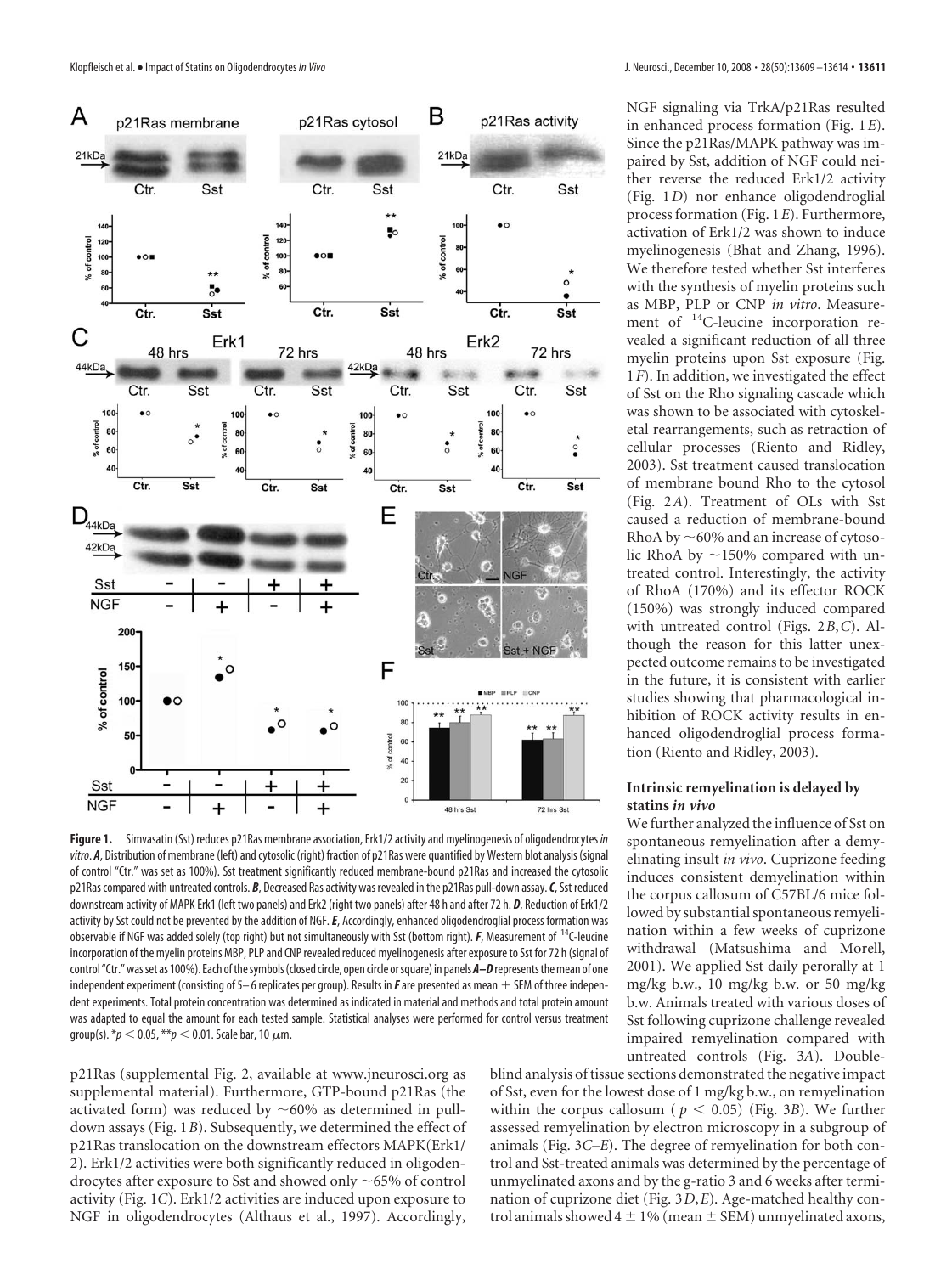**Figure 1.** Simvasatin (Sst) reduces p21Ras membrane association, Erk1/2 activity and myelinogenesis of oligodendrocytes *in vitro*. ***A***, Distribution of membrane (left) and cytosolic (right) fraction of p21Ras were quantified by Western blot analysis (signal of control "Ctr." was set as 100%). Sst treatment significantly reduced membrane-bound p21Ras and increased the cytosolic p21Ras compared with untreated controls. ***B***, Decreased Ras activity was revealed in the p21Ras pull-down assay. ***C***, Sst reduced downstream activity of MAPK Erk1 (left two panels) and Erk2 (right two panels) after 48 h and after 72 h. ***D***, Reduction of Erk1/2 activity by Sst could not be prevented by the addition of NGF. ***E***, Accordingly, enhanced oligodendroglial process formation was observable if NGF was added solely (top right) but not simultaneously with Sst (bottom right). ***F***, Measurement of $^{14}$C-leucine incorporation of the myelin proteins MBP, PLP and CNP revealed reduced myelinogenesis after exposure to Sst for 72 h (signal of control "Ctr." was set as 100%). Each of the symbols (closed circle, open circle or square) in panels ***A–D*** represents the mean of one independent experiment (consisting of 5–6 replicates per group). Results in ***F*** are presented as mean + SEM of three independent experiments. Total protein concentration was determined as indicated in material and methods and total protein amount was adapted to equal the amount for each tested sample. Statistical analyses were performed for control versus treatment group(s). *$p < 0.05$, **$p < 0.01$. Scale bar, 10 μm.

p21Ras (supplemental Fig. 2, available at www.jneurosci.org as supplemental material). Furthermore, GTP-bound p21Ras (the activated form) was reduced by ~60% as determined in pull-down assays (Fig. 1*B*). Subsequently, we determined the effect of p21Ras translocation on the downstream effectors MAPK(Erk1/2). Erk1/2 activities were both significantly reduced in oligodendrocytes after exposure to Sst and showed only ~65% of control activity (Fig. 1*C*). Erk1/2 activities are induced upon exposure to NGF in oligodendrocytes (Althaus et al., 1997). Accordingly, NGF signaling via TrkA/p21Ras resulted in enhanced process formation (Fig. 1*E*). Since the p21Ras/MAPK pathway was impaired by Sst, addition of NGF could neither reverse the reduced Erk1/2 activity (Fig. 1*D*) nor enhance oligodendroglial process formation (Fig. 1*E*). Furthermore, activation of Erk1/2 was shown to induce myelinogenesis (Bhat and Zhang, 1996). We therefore tested whether Sst interferes with the synthesis of myelin proteins such as MBP, PLP or CNP *in vitro*. Measurement of $^{14}$C-leucine incorporation revealed a significant reduction of all three myelin proteins upon Sst exposure (Fig. 1*F*). In addition, we investigated the effect of Sst on the Rho signaling cascade which was shown to be associated with cytoskeletal rearrangements, such as retraction of cellular processes (Riento and Ridley, 2003). Sst treatment caused translocation of membrane bound Rho to the cytosol (Fig. 2*A*). Treatment of OLs with Sst caused a reduction of membrane-bound RhoA by ~60% and an increase of cytosolic RhoA by ~150% compared with untreated control. Interestingly, the activity of RhoA (170%) and its effector ROCK (150%) was strongly induced compared with untreated control (Figs. 2*B*,*C*). Although the reason for this latter unexpected outcome remains to be investigated in the future, it is consistent with earlier studies showing that pharmacological inhibition of ROCK activity results in enhanced oligodendroglial process formation (Riento and Ridley, 2003).

### Intrinsic remyelination is delayed by statins *in vivo*

We further analyzed the influence of Sst on spontaneous remyelination after a demyelinating insult *in vivo*. Cuprizone feeding induces consistent demyelination within the corpus callosum of C57BL/6 mice followed by substantial spontaneous remyelination within a few weeks of cuprizone withdrawal (Matsushima and Morell, 2001). We applied Sst daily perorally at 1 mg/kg b.w., 10 mg/kg b.w. or 50 mg/kg b.w. Animals treated with various doses of Sst following cuprizone challenge revealed impaired remyelination compared with untreated controls (Fig. 3*A*). Double-blind analysis of tissue sections demonstrated the negative impact of Sst, even for the lowest dose of 1 mg/kg b.w., on remyelination within the corpus callosum ($p < 0.05$) (Fig. 3*B*). We further assessed remyelination by electron microscopy in a subgroup of animals (Fig. 3*C–E*). The degree of remyelination for both control and Sst-treated animals was determined by the percentage of unmyelinated axons and by the g-ratio 3 and 6 weeks after termination of cuprizone diet (Fig. 3*D*,*E*). Age-matched healthy control animals showed 4 ± 1% (mean ± SEM) unmyelinated axons,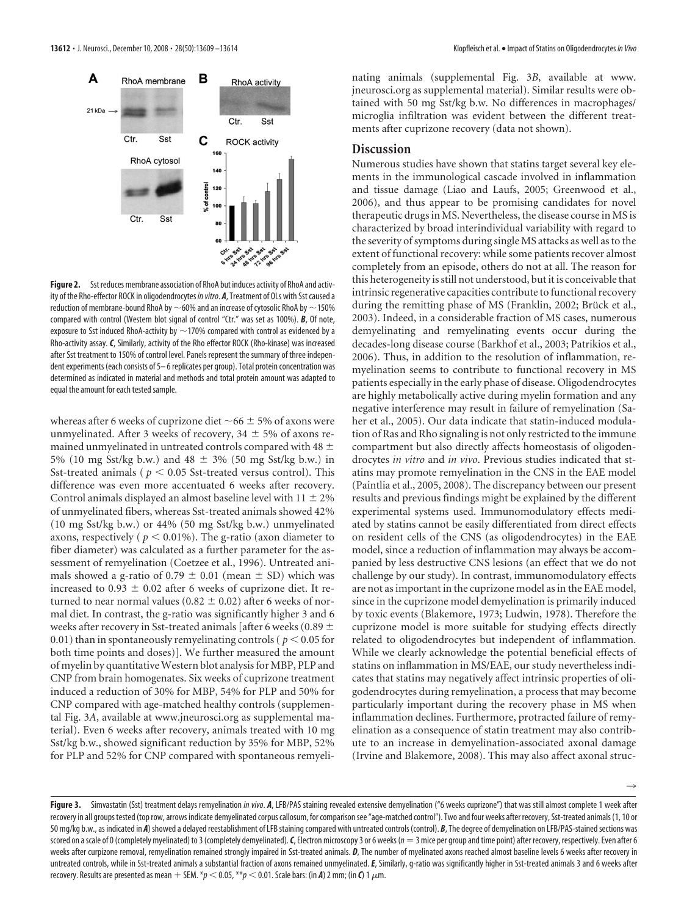**Figure 2.** Sst reduces membrane association of RhoA but induces activity of RhoA and activity of the Rho-effector ROCK in oligodendrocytes *in vitro*. ***A***, Treatment of OLs with Sst caused a reduction of membrane-bound RhoA by ~60% and an increase of cytosolic RhoA by ~150% compared with control (Western blot signal of control "Ctr." was set as 100%). ***B***, Of note, exposure to Sst induced RhoA-activity by ~170% compared with control as evidenced by a Rho-activity assay. ***C***, Similarly, activity of the Rho effector ROCK (Rho-kinase) was increased after Sst treatment to 150% of control level. Panels represent the summary of three independent experiments (each consists of 5–6 replicates per group). Total protein concentration was determined as indicated in material and methods and total protein amount was adapted to equal the amount for each tested sample.

whereas after 6 weeks of cuprizone diet ~66 ± 5% of axons were unmyelinated. After 3 weeks of recovery, 34 ± 5% of axons remained unmyelinated in untreated controls compared with 48 ± 5% (10 mg Sst/kg b.w.) and 48 ± 3% (50 mg Sst/kg b.w.) in Sst-treated animals ( $p < 0.05$ Sst-treated versus control). This difference was even more accentuated 6 weeks after recovery. Control animals displayed an almost baseline level with 11 ± 2% of unmyelinated fibers, whereas Sst-treated animals showed 42% (10 mg Sst/kg b.w.) or 44% (50 mg Sst/kg b.w.) unmyelinated axons, respectively ( $p < 0.01$%). The g-ratio (axon diameter to fiber diameter) was calculated as a further parameter for the assessment of remyelination (Coetzee et al., 1996). Untreated animals showed a g-ratio of 0.79 ± 0.01 (mean ± SD) which was increased to 0.93 ± 0.02 after 6 weeks of cuprizone diet. It returned to near normal values (0.82 ± 0.02) after 6 weeks of normal diet. In contrast, the g-ratio was significantly higher 3 and 6 weeks after recovery in Sst-treated animals [after 6 weeks (0.89 ± 0.01) than in spontaneously remyelinating controls ( $p < 0.05$ for both time points and doses)]. We further measured the amount of myelin by quantitative Western blot analysis for MBP, PLP and CNP from brain homogenates. Six weeks of cuprizone treatment induced a reduction of 30% for MBP, 54% for PLP and 50% for CNP compared with age-matched healthy controls (supplemental Fig. 3*A*, available at www.jneurosci.org as supplemental material). Even 6 weeks after recovery, animals treated with 10 mg Sst/kg b.w., showed significant reduction by 35% for MBP, 52% for PLP and 52% for CNP compared with spontaneous remyelinating animals (supplemental Fig. 3*B*, available at www.jneurosci.org as supplemental material). Similar results were obtained with 50 mg Sst/kg b.w. No differences in macrophages/microglia infiltration was evident between the different treatments after cuprizone recovery (data not shown).

## Discussion

Numerous studies have shown that statins target several key elements in the immunological cascade involved in inflammation and tissue damage (Liao and Laufs, 2005; Greenwood et al., 2006), and thus appear to be promising candidates for novel therapeutic drugs in MS. Nevertheless, the disease course in MS is characterized by broad interindividual variability with regard to the severity of symptoms during single MS attacks as well as to the extent of functional recovery: while some patients recover almost completely from an episode, others do not at all. The reason for this heterogeneity is still not understood, but it is conceivable that intrinsic regenerative capacities contribute to functional recovery during the remitting phase of MS (Franklin, 2002; Brück et al., 2003). Indeed, in a considerable fraction of MS cases, numerous demyelinating and remyelinating events occur during the decades-long disease course (Barkhof et al., 2003; Patrikios et al., 2006). Thus, in addition to the resolution of inflammation, remyelination seems to contribute to functional recovery in MS patients especially in the early phase of disease. Oligodendrocytes are highly metabolically active during myelin formation and any negative interference may result in failure of remyelination (Saher et al., 2005). Our data indicate that statin-induced modulation of Ras and Rho signaling is not only restricted to the immune compartment but also directly affects homeostasis of oligodendrocytes *in vitro* and *in vivo*. Previous studies indicated that statins may promote remyelination in the CNS in the EAE model (Paintlia et al., 2005, 2008). The discrepancy between our present results and previous findings might be explained by the different experimental systems used. Immunomodulatory effects mediated by statins cannot be easily differentiated from direct effects on resident cells of the CNS (as oligodendrocytes) in the EAE model, since a reduction of inflammation may always be accompanied by less destructive CNS lesions (an effect that we do not challenge by our study). In contrast, immunomodulatory effects are not as important in the cuprizone model as in the EAE model, since in the cuprizone model demyelination is primarily induced by toxic events (Blakemore, 1973; Ludwin, 1978). Therefore the cuprizone model is more suitable for studying effects directly related to oligodendrocytes but independent of inflammation. While we clearly acknowledge the potential beneficial effects of statins on inflammation in MS/EAE, our study nevertheless indicates that statins may negatively affect intrinsic properties of oligodendrocytes during remyelination, a process that may become particularly important during the recovery phase in MS when inflammation declines. Furthermore, protracted failure of remyelination as a consequence of statin treatment may also contribute to an increase in demyelination-associated axonal damage (Irvine and Blakemore, 2008). This may also affect axonal struc-

**Figure 3.** Simvastatin (Sst) treatment delays remyelination *in vivo*. ***A***, LFB/PAS staining revealed extensive demyelination ("6 weeks cuprizone") that was still almost complete 1 week after recovery in all groups tested (top row, arrows indicate demyelinated corpus callosum, for comparison see "age-matched control"). Two and four weeks after recovery, Sst-treated animals (1, 10 or 50 mg/kg b.w., as indicated in ***A***) showed a delayed reestablishment of LFB staining compared with untreated controls (control). ***B***, The degree of demyelination on LFB/PAS-stained sections was scored on a scale of 0 (completely myelinated) to 3 (completely demyelinated). ***C***, Electron microscopy 3 or 6 weeks ($n = 3$ mice per group and time point) after recovery, respectively. Even after 6 weeks after curpizone removal, remyelination remained strongly impaired in Sst-treated animals. ***D***, The number of myelinated axons reached almost baseline levels 6 weeks after recovery in untreated controls, while in Sst-treated animals a substantial fraction of axons remained unmyelinated. ***E***, Similarly, g-ratio was significantly higher in Sst-treated animals 3 and 6 weeks after recovery. Results are presented as mean + SEM. \* $p < 0.05$, \*\* $p < 0.01$. Scale bars: (in ***A***) 2 mm; (in ***C***) 1 μm.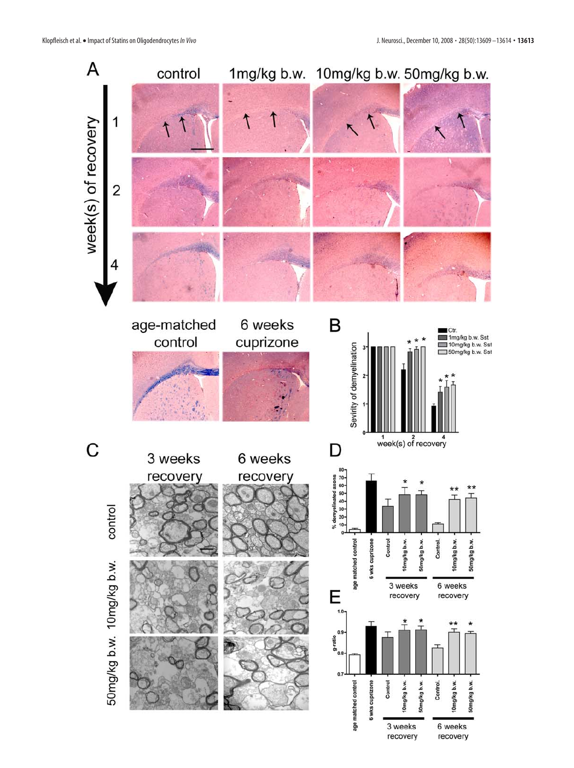A

week(s) of recovery

control | 1mg/kg b.w. | 10mg/kg b.w. | 50mg/kg b.w.

1

2

4

age-matched control

6 weeks cuprizone

B

Sevirity of demyelination

Ctr.

1mg/kg b.w. Sst

10mg/kg b.w. Sst

50mg/kg b.w. Sst

week(s) of recovery

C

3 weeks recovery

6 weeks recovery

control

10mg/kg b.w.

50mg/kg b.w.

D

% demyelinated axons

age matched control

6 wks cuprizone

Control

10mg/kg b.w.

50mg/kg b.w.

Control.

10mg/kg b.w.

50mg/kg b.w.

3 weeks recovery

6 weeks recovery

E

g-ratio

age matched control

6 wks cuprizone

Control

10mg/kg b.w.

50mg/kg b.w.

Control.

10mg/kg b.w.

50mg/kg b.w.

3 weeks recovery

6 weeks recovery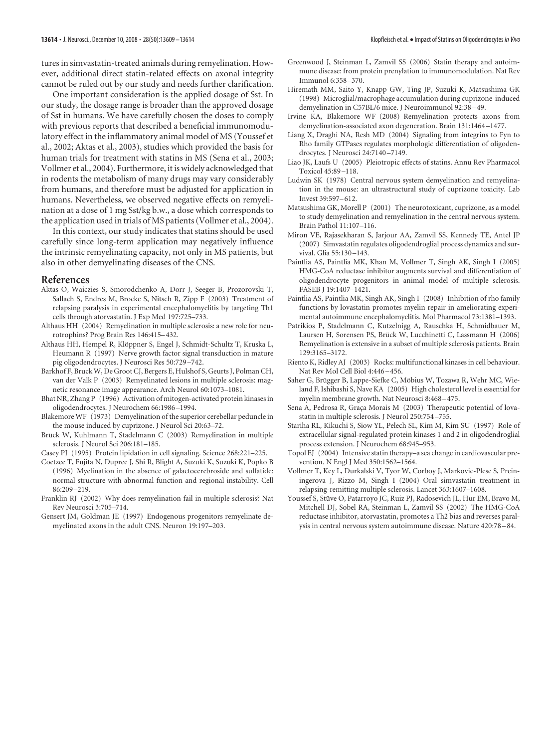tures in simvastatin-treated animals during remyelination. However, additional direct statin-related effects on axonal integrity cannot be ruled out by our study and needs further clarification.

One important consideration is the applied dosage of Sst. In our study, the dosage range is broader than the approved dosage of Sst in humans. We have carefully chosen the doses to comply with previous reports that described a beneficial immunomodulatory effect in the inflammatory animal model of MS (Youssef et al., 2002; Aktas et al., 2003), studies which provided the basis for human trials for treatment with statins in MS (Sena et al., 2003; Vollmer et al., 2004). Furthermore, it is widely acknowledged that in rodents the metabolism of many drugs may vary considerably from humans, and therefore must be adjusted for application in humans. Nevertheless, we observed negative effects on remyelination at a dose of 1 mg Sst/kg b.w., a dose which corresponds to the application used in trials of MS patients (Vollmer et al., 2004).

In this context, our study indicates that statins should be used carefully since long-term application may negatively influence the intrinsic remyelinating capacity, not only in MS patients, but also in other demyelinating diseases of the CNS.

## References

Aktas O, Waiczies S, Smorodchenko A, Dorr J, Seeger B, Prozorovski T, Sallach S, Endres M, Brocke S, Nitsch R, Zipp F (2003) Treatment of relapsing paralysis in experimental encephalomyelitis by targeting Th1 cells through atorvastatin. J Exp Med 197:725–733.

Althaus HH (2004) Remyelination in multiple sclerosis: a new role for neurotrophins? Prog Brain Res 146:415–432.

Althaus HH, Hempel R, Klöppner S, Engel J, Schmidt-Schultz T, Kruska L, Heumann R (1997) Nerve growth factor signal transduction in mature pig oligodendrocytes. J Neurosci Res 50:729–742.

Barkhof F, Bruck W, De Groot CJ, Bergers E, Hulshof S, Geurts J, Polman CH, van der Valk P (2003) Remyelinated lesions in multiple sclerosis: magnetic resonance image appearance. Arch Neurol 60:1073–1081.

Bhat NR, Zhang P (1996) Activation of mitogen-activated protein kinases in oligodendrocytes. J Neurochem 66:1986–1994.

Blakemore WF (1973) Demyelination of the superior cerebellar peduncle in the mouse induced by cuprizone. J Neurol Sci 20:63–72.

Brück W, Kuhlmann T, Stadelmann C (2003) Remyelination in multiple sclerosis. J Neurol Sci 206:181–185.

Casey PJ (1995) Protein lipidation in cell signaling. Science 268:221–225.

Coetzee T, Fujita N, Dupree J, Shi R, Blight A, Suzuki K, Suzuki K, Popko B (1996) Myelination in the absence of galactocerebroside and sulfatide: normal structure with abnormal function and regional instability. Cell 86:209–219.

Franklin RJ (2002) Why does remyelination fail in multiple sclerosis? Nat Rev Neurosci 3:705–714.

Gensert JM, Goldman JE (1997) Endogenous progenitors remyelinate demyelinated axons in the adult CNS. Neuron 19:197–203.

Greenwood J, Steinman L, Zamvil SS (2006) Statin therapy and autoimmune disease: from protein prenylation to immunomodulation. Nat Rev Immunol 6:358–370.

Hiremath MM, Saito Y, Knapp GW, Ting JP, Suzuki K, Matsushima GK (1998) Microglial/macrophage accumulation during cuprizone-induced demyelination in C57BL/6 mice. J Neuroimmunol 92:38–49.

Irvine KA, Blakemore WF (2008) Remyelination protects axons from demyelination-associated axon degeneration. Brain 131:1464–1477.

Liang X, Draghi NA, Resh MD (2004) Signaling from integrins to Fyn to Rho family GTPases regulates morphologic differentiation of oligodendrocytes. J Neurosci 24:7140–7149.

Liao JK, Laufs U (2005) Pleiotropic effects of statins. Annu Rev Pharmacol Toxicol 45:89–118.

Ludwin SK (1978) Central nervous system demyelination and remyelination in the mouse: an ultrastructural study of cuprizone toxicity. Lab Invest 39:597–612.

Matsushima GK, Morell P (2001) The neurotoxicant, cuprizone, as a model to study demyelination and remyelination in the central nervous system. Brain Pathol 11:107–116.

Miron VE, Rajasekharan S, Jarjour AA, Zamvil SS, Kennedy TE, Antel JP (2007) Simvastatin regulates oligodendroglial process dynamics and survival. Glia 55:130–143.

Paintlia AS, Paintlia MK, Khan M, Vollmer T, Singh AK, Singh I (2005) HMG-CoA reductase inhibitor augments survival and differentiation of oligodendrocyte progenitors in animal model of multiple sclerosis. FASEB J 19:1407–1421.

Paintlia AS, Paintlia MK, Singh AK, Singh I (2008) Inhibition of rho family functions by lovastatin promotes myelin repair in ameliorating experimental autoimmune encephalomyelitis. Mol Pharmacol 73:1381–1393.

Patrikios P, Stadelmann C, Kutzelnigg A, Rauschka H, Schmidbauer M, Laursen H, Sorensen PS, Brück W, Lucchinetti C, Lassmann H (2006) Remyelination is extensive in a subset of multiple sclerosis patients. Brain 129:3165–3172.

Riento K, Ridley AJ (2003) Rocks: multifunctional kinases in cell behaviour. Nat Rev Mol Cell Biol 4:446–456.

Saher G, Brügger B, Lappe-Siefke C, Möbius W, Tozawa R, Wehr MC, Wieland F, Ishibashi S, Nave KA (2005) High cholesterol level is essential for myelin membrane growth. Nat Neurosci 8:468–475.

Sena A, Pedrosa R, Graça Morais M (2003) Therapeutic potential of lovastatin in multiple sclerosis. J Neurol 250:754–755.

Stariha RL, Kikuchi S, Siow YL, Pelech SL, Kim M, Kim SU (1997) Role of extracellular signal-regulated protein kinases 1 and 2 in oligodendroglial process extension. J Neurochem 68:945–953.

Topol EJ (2004) Intensive statin therapy–a sea change in cardiovascular prevention. N Engl J Med 350:1562–1564.

Vollmer T, Key L, Durkalski V, Tyor W, Corboy J, Markovic-Plese S, Preiningerova J, Rizzo M, Singh I (2004) Oral simvastatin treatment in relapsing-remitting multiple sclerosis. Lancet 363:1607–1608.

Youssef S, Stüve O, Patarroyo JC, Ruiz PJ, Radosevich JL, Hur EM, Bravo M, Mitchell DJ, Sobel RA, Steinman L, Zamvil SS (2002) The HMG-CoA reductase inhibitor, atorvastatin, promotes a Th2 bias and reverses paralysis in central nervous system autoimmune disease. Nature 420:78–84.